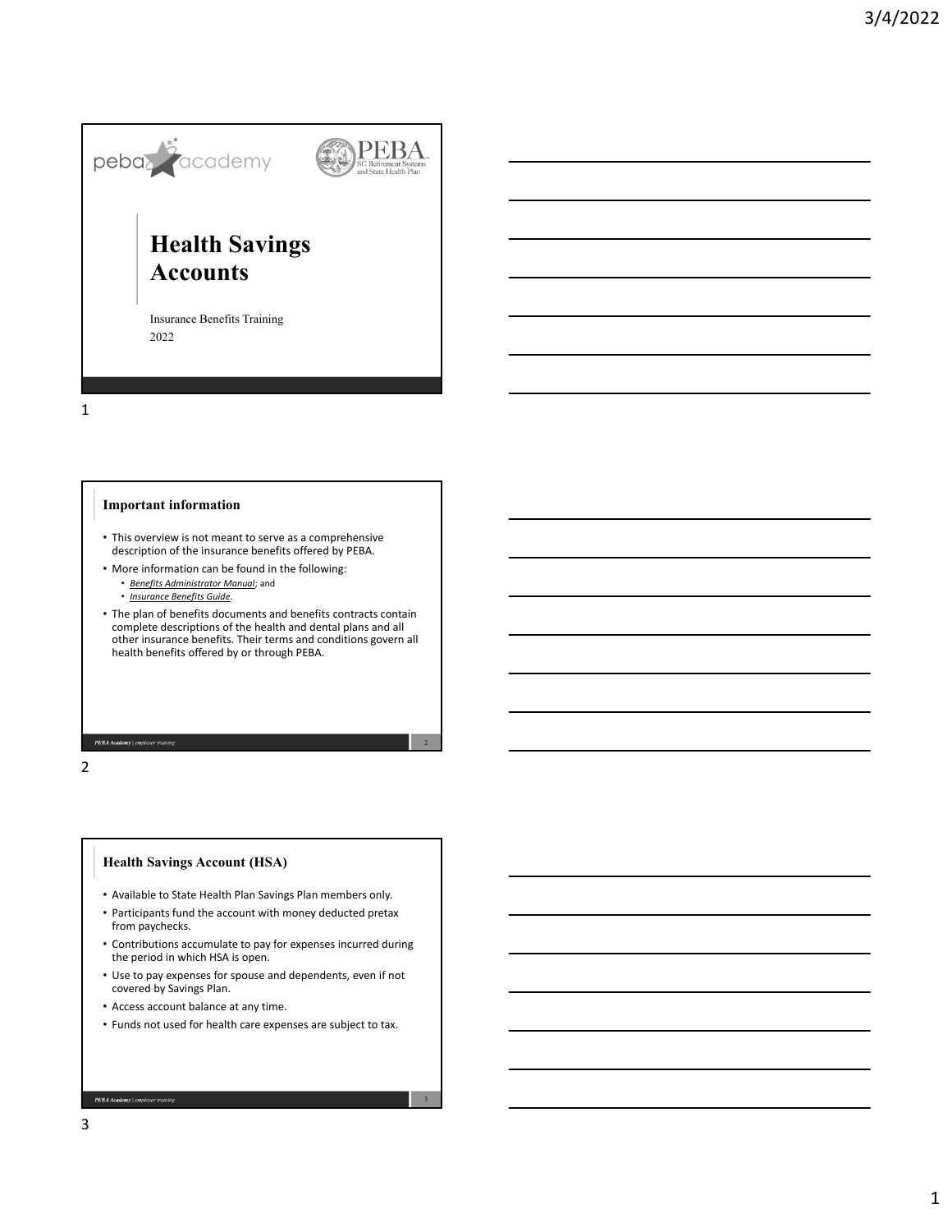# Health Savings Accounts

Insurance Benefits Training
2022

## Important information

- This overview is not meant to serve as a comprehensive description of the insurance benefits offered by PEBA.
- More information can be found in the following:
  - *Benefits Administrator Manual*; and
  - *Insurance Benefits Guide*.
- The plan of benefits documents and benefits contracts contain complete descriptions of the health and dental plans and all other insurance benefits. Their terms and conditions govern all health benefits offered by or through PEBA.

## Health Savings Account (HSA)

- Available to State Health Plan Savings Plan members only.
- Participants fund the account with money deducted pretax from paychecks.
- Contributions accumulate to pay for expenses incurred during the period in which HSA is open.
- Use to pay expenses for spouse and dependents, even if not covered by Savings Plan.
- Access account balance at any time.
- Funds not used for health care expenses are subject to tax.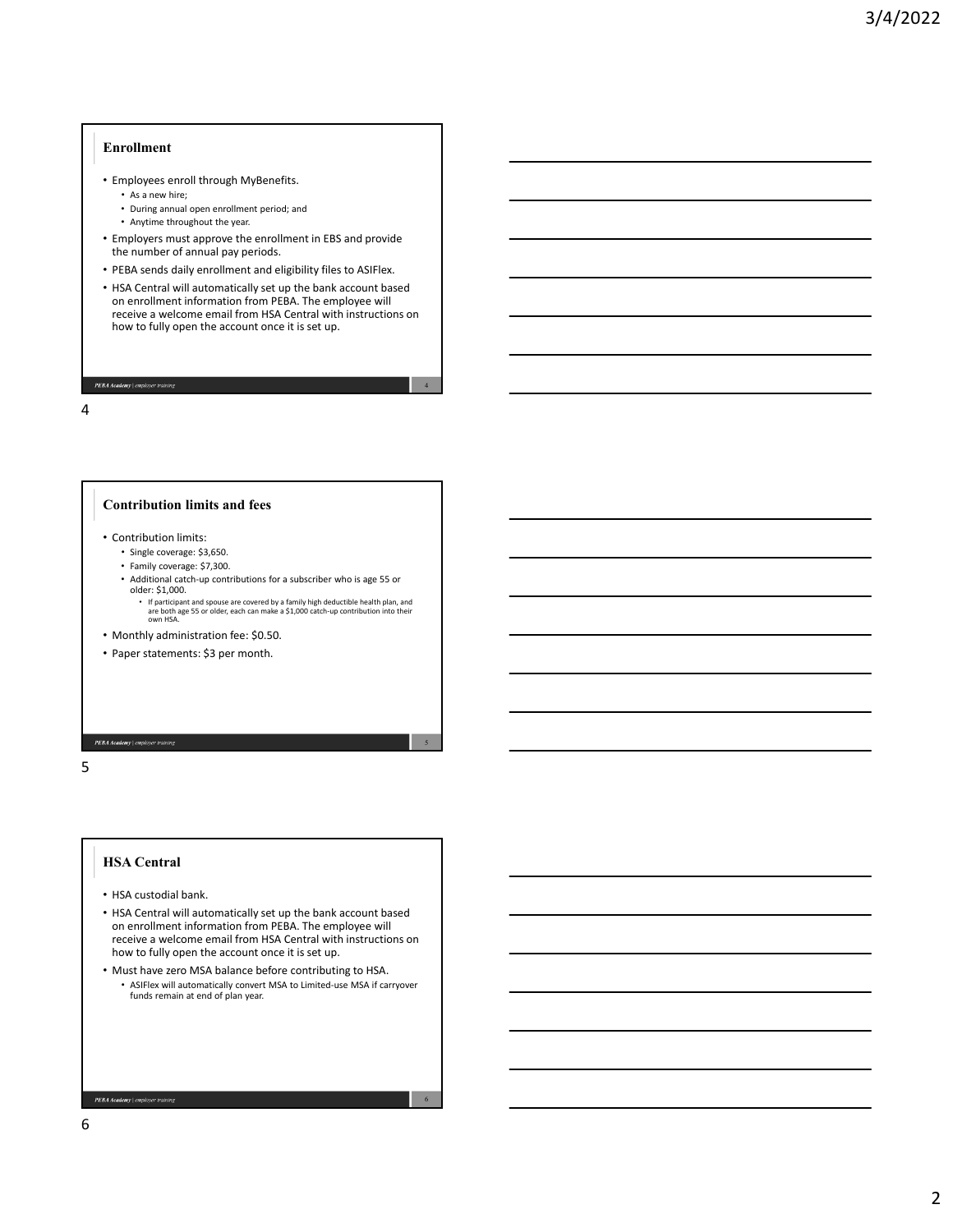## Enrollment

- Employees enroll through MyBenefits.
  - As a new hire;
  - During annual open enrollment period; and
  - Anytime throughout the year.
- Employers must approve the enrollment in EBS and provide the number of annual pay periods.
- PEBA sends daily enrollment and eligibility files to ASIFlex.
- HSA Central will automatically set up the bank account based on enrollment information from PEBA. The employee will receive a welcome email from HSA Central with instructions on how to fully open the account once it is set up.

## Contribution limits and fees

- Contribution limits:
  - Single coverage: $3,650.
  - Family coverage: $7,300.
  - Additional catch-up contributions for a subscriber who is age 55 or older: $1,000.
    - If participant and spouse are covered by a family high deductible health plan, and are both age 55 or older, each can make a $1,000 catch-up contribution into their own HSA.
- Monthly administration fee: $0.50.
- Paper statements: $3 per month.

## HSA Central

- HSA custodial bank.
- HSA Central will automatically set up the bank account based on enrollment information from PEBA. The employee will receive a welcome email from HSA Central with instructions on how to fully open the account once it is set up.
- Must have zero MSA balance before contributing to HSA.
  - ASIFlex will automatically convert MSA to Limited-use MSA if carryover funds remain at end of plan year.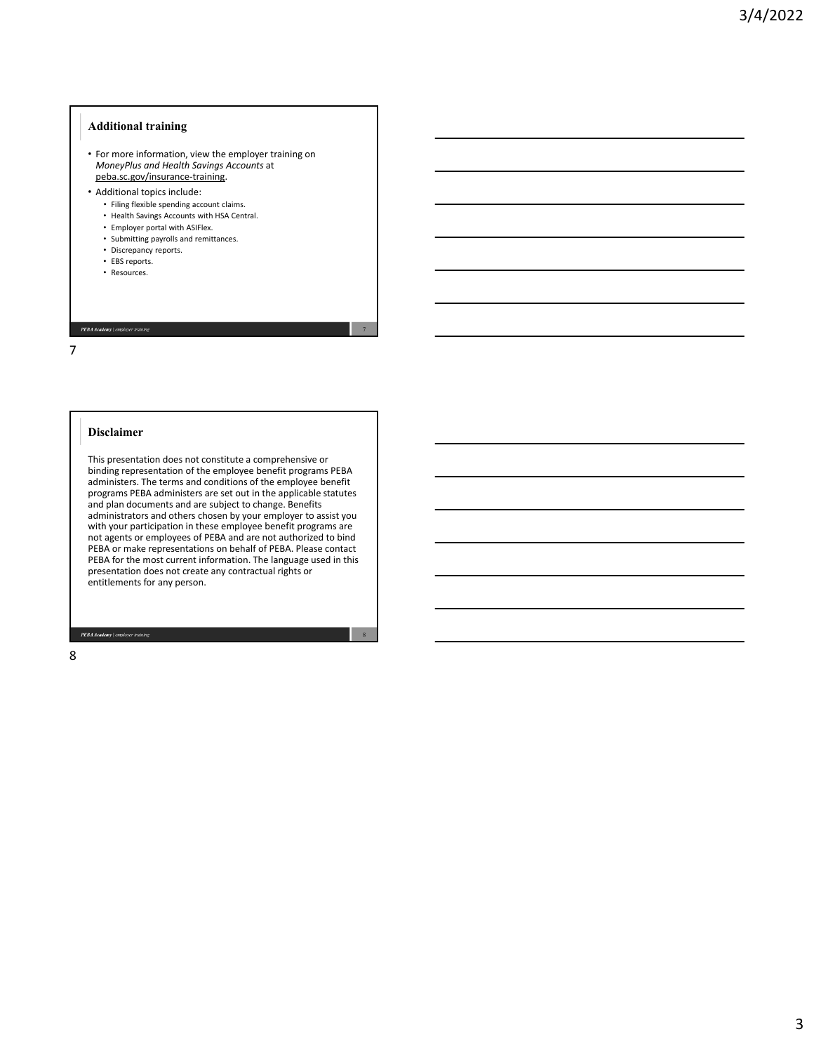## Additional training

- For more information, view the employer training on *MoneyPlus and Health Savings Accounts* at peba.sc.gov/insurance-training.
- Additional topics include:
  - Filing flexible spending account claims.
  - Health Savings Accounts with HSA Central.
  - Employer portal with ASIFlex.
  - Submitting payrolls and remittances.
  - Discrepancy reports.
  - EBS reports.
  - Resources.

## Disclaimer

This presentation does not constitute a comprehensive or binding representation of the employee benefit programs PEBA administers. The terms and conditions of the employee benefit programs PEBA administers are set out in the applicable statutes and plan documents and are subject to change. Benefits administrators and others chosen by your employer to assist you with your participation in these employee benefit programs are not agents or employees of PEBA and are not authorized to bind PEBA or make representations on behalf of PEBA. Please contact PEBA for the most current information. The language used in this presentation does not create any contractual rights or entitlements for any person.